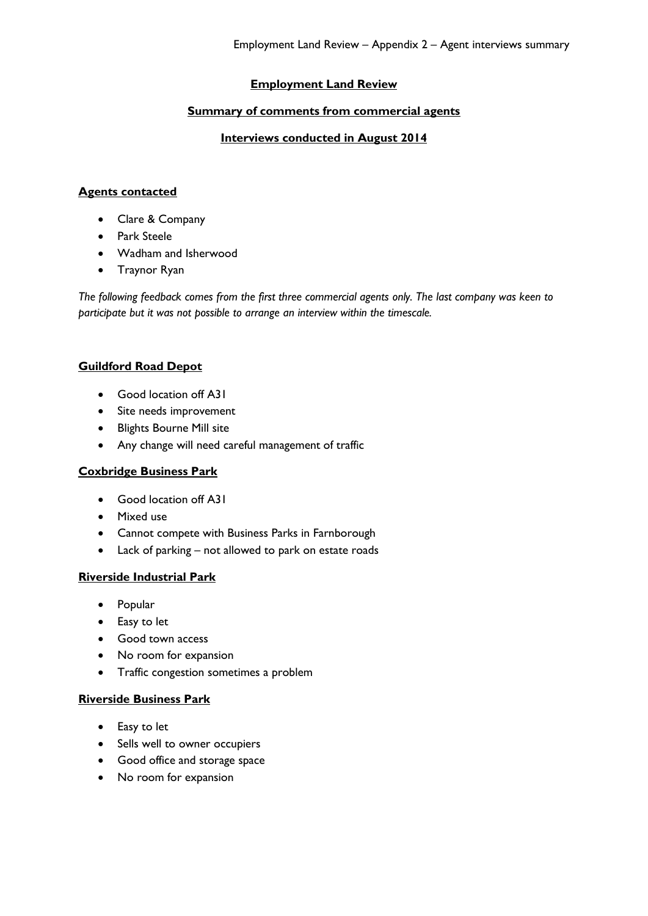# Employment Land Review

## Summary of comments from commercial agents

## Interviews conducted in August 2014

### Agents contacted

- Clare & Company
- Park Steele
- Wadham and Isherwood
- Traynor Ryan

*The following feedback comes from the first three commercial agents only. The last company was keen to participate but it was not possible to arrange an interview within the timescale.*

### Guildford Road Depot

- Good location off A31
- Site needs improvement
- Blights Bourne Mill site
- Any change will need careful management of traffic

### Coxbridge Business Park

- Good location off A31
- Mixed use
- Cannot compete with Business Parks in Farnborough
- Lack of parking – not allowed to park on estate roads

### Riverside Industrial Park

- Popular
- Easy to let
- Good town access
- No room for expansion
- Traffic congestion sometimes a problem

### Riverside Business Park

- Easy to let
- Sells well to owner occupiers
- Good office and storage space
- No room for expansion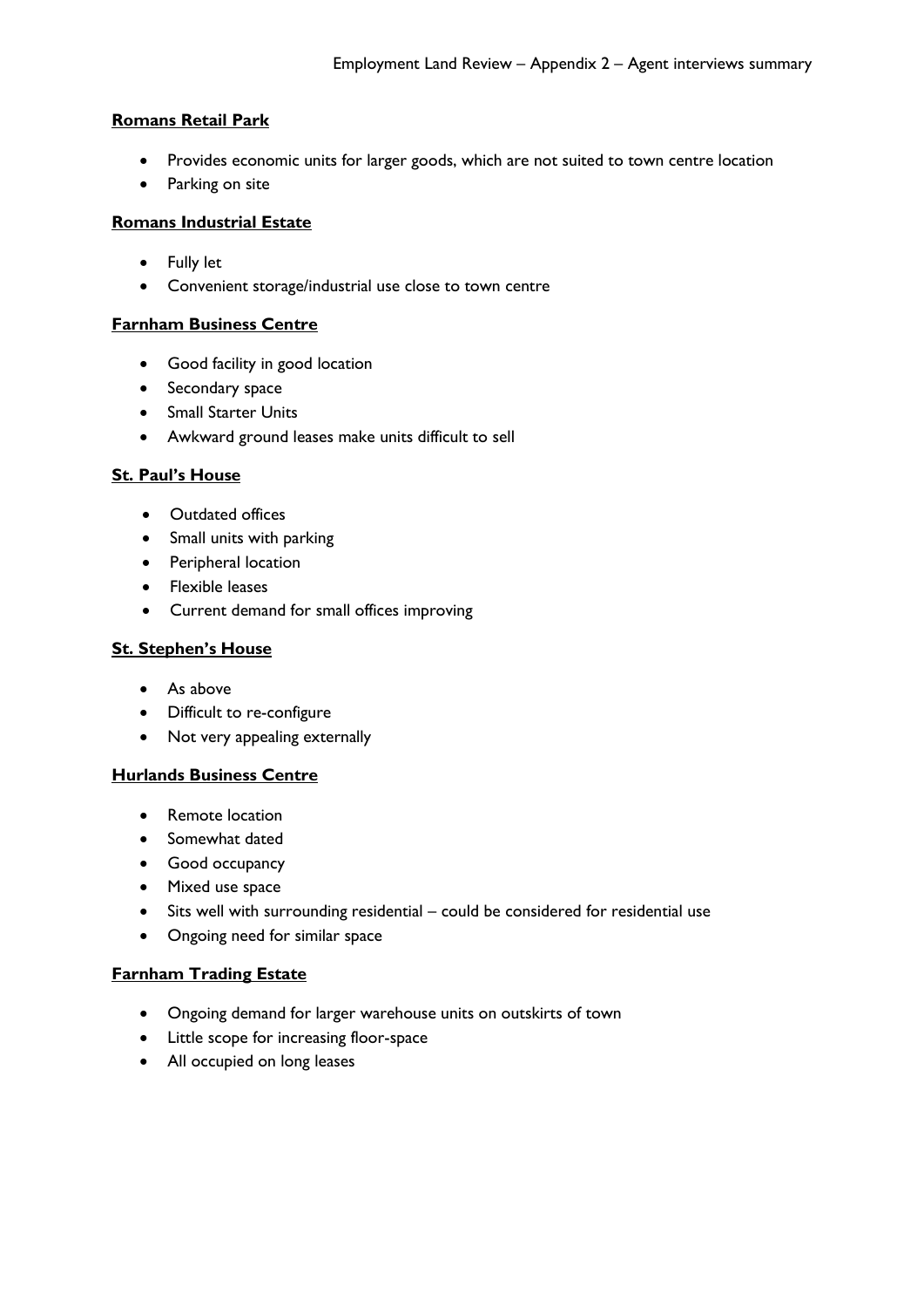**Romans Retail Park**

- Provides economic units for larger goods, which are not suited to town centre location
- Parking on site

**Romans Industrial Estate**

- Fully let
- Convenient storage/industrial use close to town centre

**Farnham Business Centre**

- Good facility in good location
- Secondary space
- Small Starter Units
- Awkward ground leases make units difficult to sell

**St. Paul's House**

- Outdated offices
- Small units with parking
- Peripheral location
- Flexible leases
- Current demand for small offices improving

**St. Stephen's House**

- As above
- Difficult to re-configure
- Not very appealing externally

**Hurlands Business Centre**

- Remote location
- Somewhat dated
- Good occupancy
- Mixed use space
- Sits well with surrounding residential – could be considered for residential use
- Ongoing need for similar space

**Farnham Trading Estate**

- Ongoing demand for larger warehouse units on outskirts of town
- Little scope for increasing floor-space
- All occupied on long leases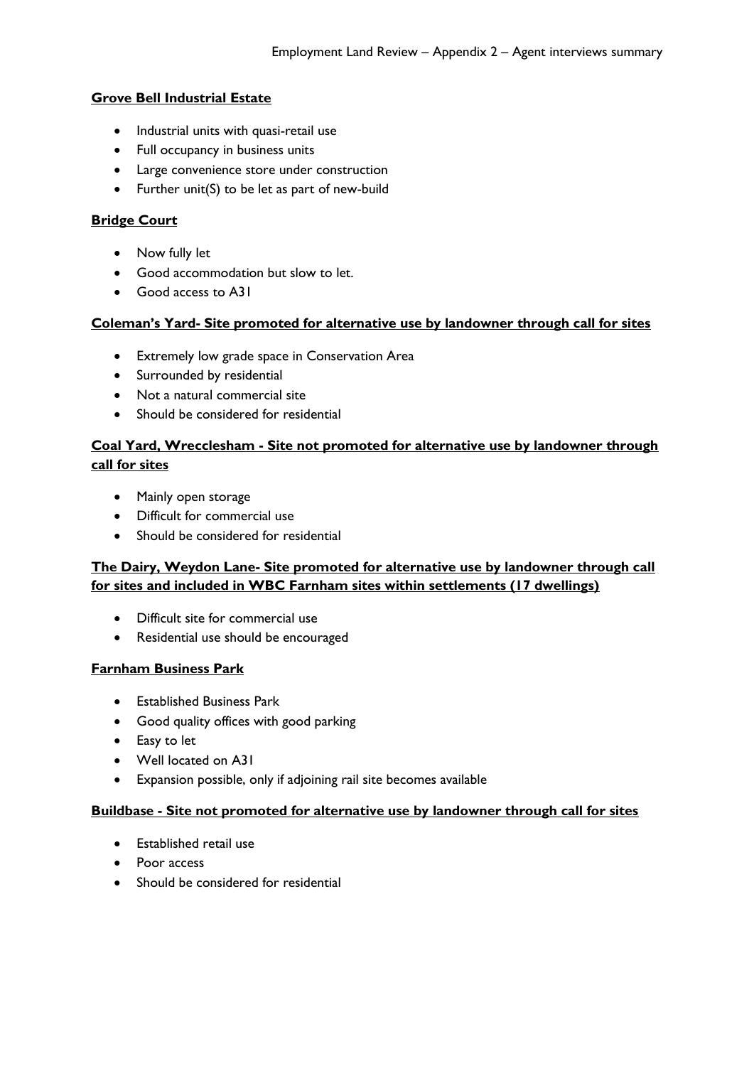**Grove Bell Industrial Estate**

- Industrial units with quasi-retail use
- Full occupancy in business units
- Large convenience store under construction
- Further unit(S) to be let as part of new-build

**Bridge Court**

- Now fully let
- Good accommodation but slow to let.
- Good access to A31

**Coleman's Yard- Site promoted for alternative use by landowner through call for sites**

- Extremely low grade space in Conservation Area
- Surrounded by residential
- Not a natural commercial site
- Should be considered for residential

**Coal Yard, Wrecclesham - Site not promoted for alternative use by landowner through call for sites**

- Mainly open storage
- Difficult for commercial use
- Should be considered for residential

**The Dairy, Weydon Lane- Site promoted for alternative use by landowner through call for sites and included in WBC Farnham sites within settlements (17 dwellings)**

- Difficult site for commercial use
- Residential use should be encouraged

**Farnham Business Park**

- Established Business Park
- Good quality offices with good parking
- Easy to let
- Well located on A31
- Expansion possible, only if adjoining rail site becomes available

**Buildbase - Site not promoted for alternative use by landowner through call for sites**

- Established retail use
- Poor access
- Should be considered for residential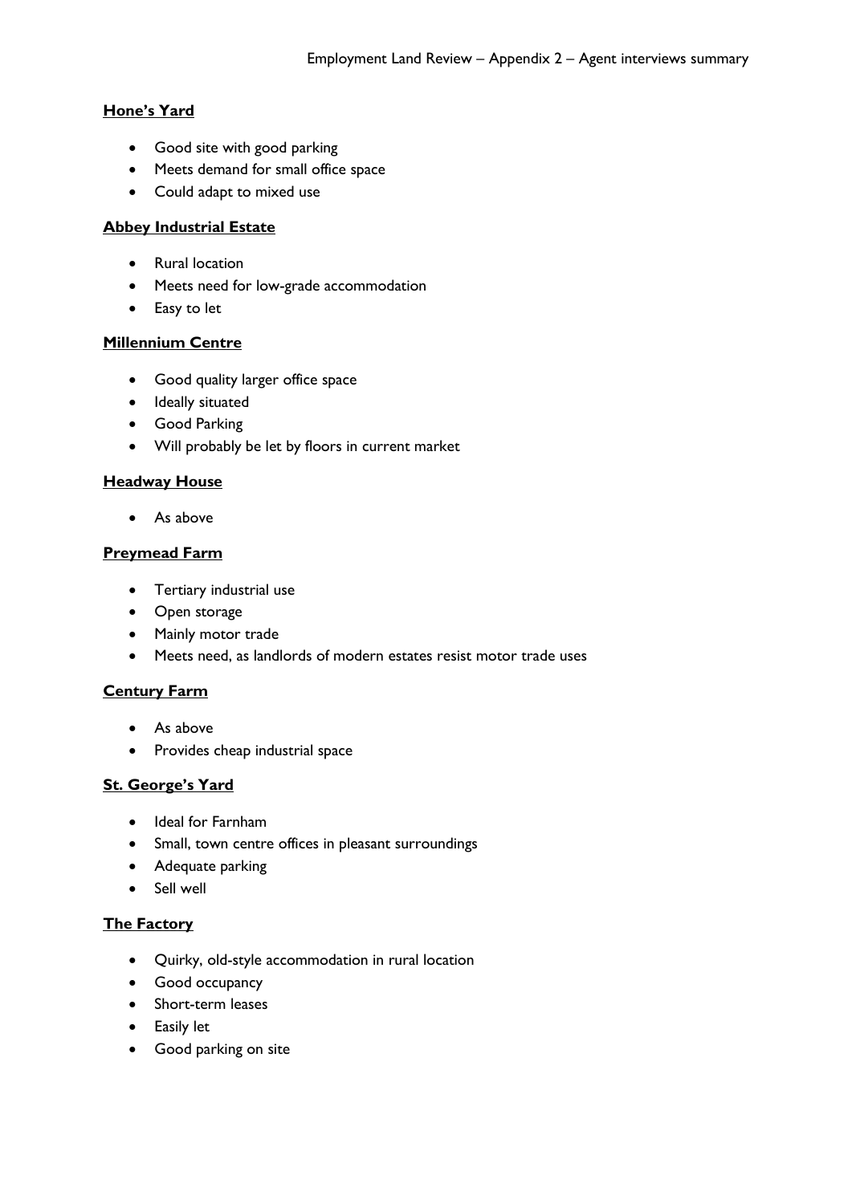**Hone's Yard**

- Good site with good parking
- Meets demand for small office space
- Could adapt to mixed use

**Abbey Industrial Estate**

- Rural location
- Meets need for low-grade accommodation
- Easy to let

**Millennium Centre**

- Good quality larger office space
- Ideally situated
- Good Parking
- Will probably be let by floors in current market

**Headway House**

- As above

**Preymead Farm**

- Tertiary industrial use
- Open storage
- Mainly motor trade
- Meets need, as landlords of modern estates resist motor trade uses

**Century Farm**

- As above
- Provides cheap industrial space

**St. George's Yard**

- Ideal for Farnham
- Small, town centre offices in pleasant surroundings
- Adequate parking
- Sell well

**The Factory**

- Quirky, old-style accommodation in rural location
- Good occupancy
- Short-term leases
- Easily let
- Good parking on site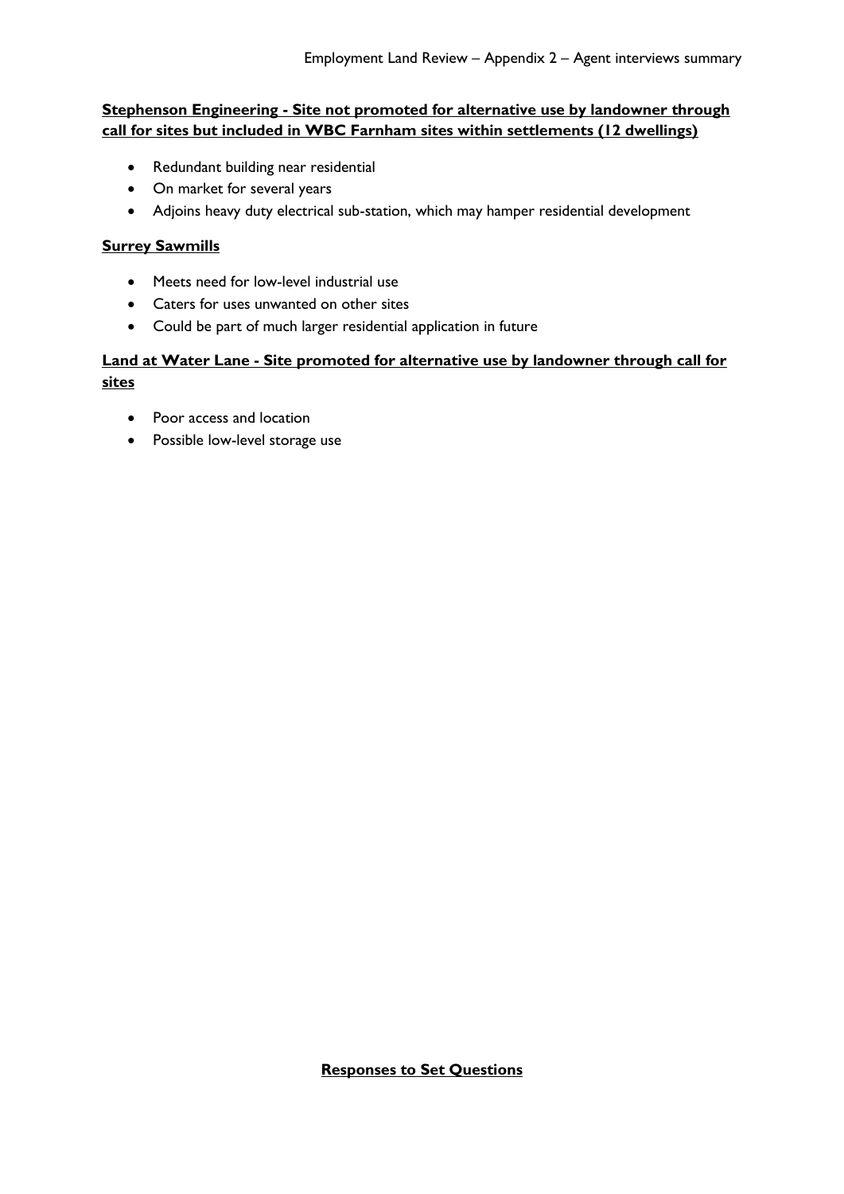**Stephenson Engineering - Site not promoted for alternative use by landowner through call for sites but included in WBC Farnham sites within settlements (12 dwellings)**

- Redundant building near residential
- On market for several years
- Adjoins heavy duty electrical sub-station, which may hamper residential development

**Surrey Sawmills**

- Meets need for low-level industrial use
- Caters for uses unwanted on other sites
- Could be part of much larger residential application in future

**Land at Water Lane - Site promoted for alternative use by landowner through call for sites**

- Poor access and location
- Possible low-level storage use

**Responses to Set Questions**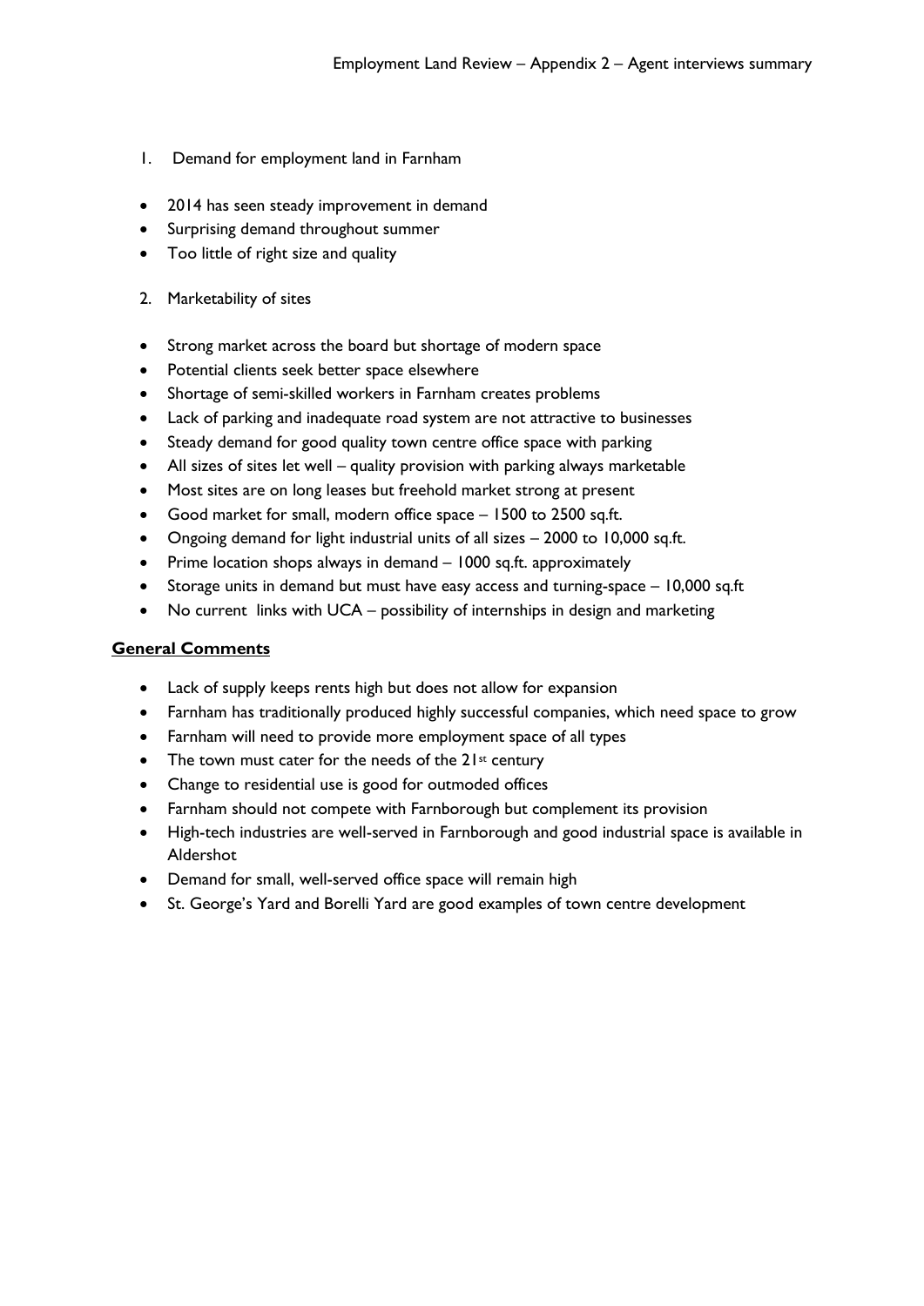1. Demand for employment land in Farnham

- 2014 has seen steady improvement in demand
- Surprising demand throughout summer
- Too little of right size and quality

2. Marketability of sites

- Strong market across the board but shortage of modern space
- Potential clients seek better space elsewhere
- Shortage of semi-skilled workers in Farnham creates problems
- Lack of parking and inadequate road system are not attractive to businesses
- Steady demand for good quality town centre office space with parking
- All sizes of sites let well – quality provision with parking always marketable
- Most sites are on long leases but freehold market strong at present
- Good market for small, modern office space – 1500 to 2500 sq.ft.
- Ongoing demand for light industrial units of all sizes – 2000 to 10,000 sq.ft.
- Prime location shops always in demand – 1000 sq.ft. approximately
- Storage units in demand but must have easy access and turning-space – 10,000 sq.ft
- No current links with UCA – possibility of internships in design and marketing

**General Comments**

- Lack of supply keeps rents high but does not allow for expansion
- Farnham has traditionally produced highly successful companies, which need space to grow
- Farnham will need to provide more employment space of all types
- The town must cater for the needs of the 21st century
- Change to residential use is good for outmoded offices
- Farnham should not compete with Farnborough but complement its provision
- High-tech industries are well-served in Farnborough and good industrial space is available in Aldershot
- Demand for small, well-served office space will remain high
- St. George's Yard and Borelli Yard are good examples of town centre development